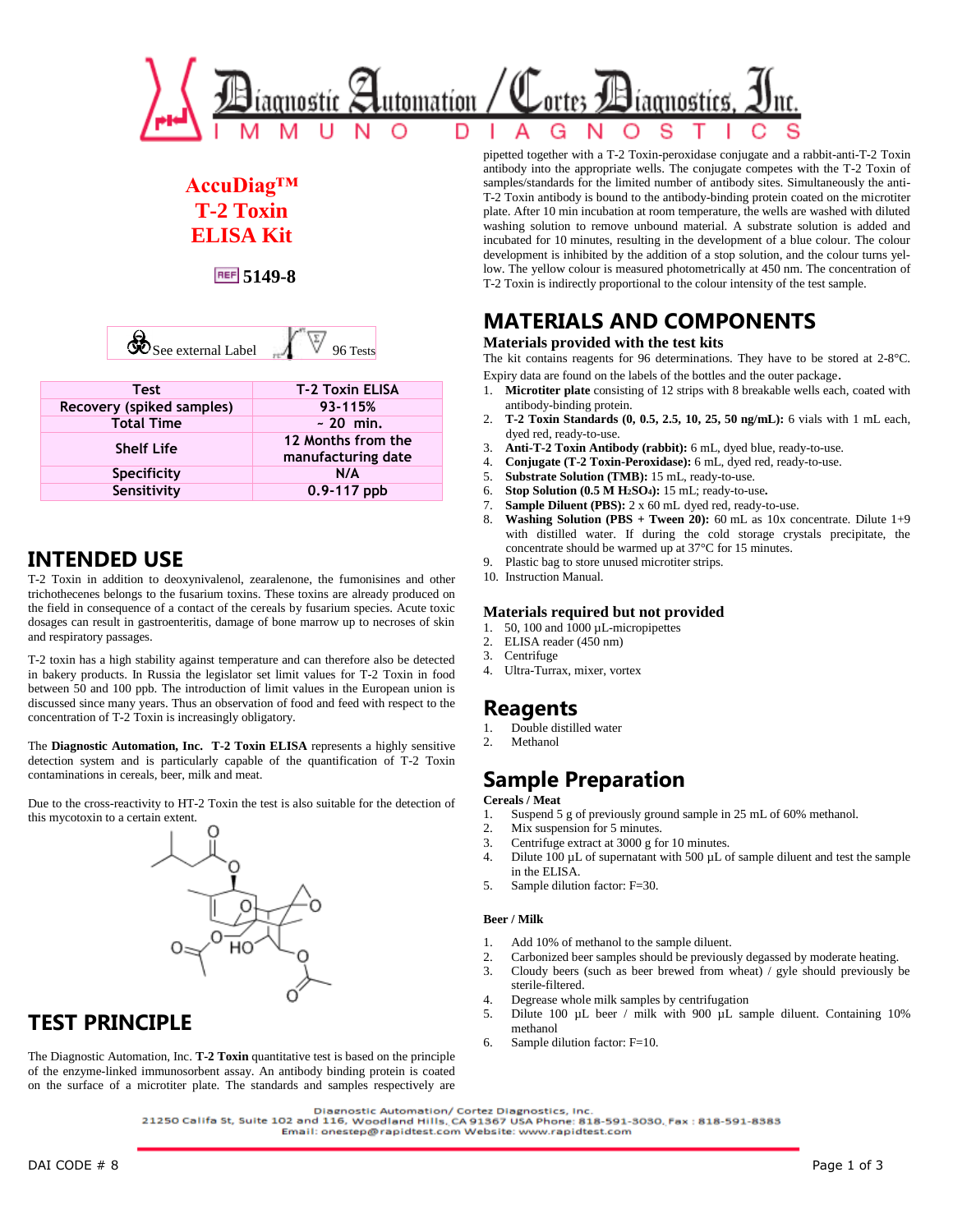# AccuDiag™ T-2 Toxin ELISA Kit

REF **5149-8**

See external Label | 96 Tests

| Test | T-2 Toxin ELISA |
|---|---|
| Recovery (spiked samples) | 93-115% |
| Total Time | ~ 20 min. |
| Shelf Life | 12 Months from the manufacturing date |
| Specificity | N/A |
| Sensitivity | 0.9-117 ppb |

## INTENDED USE

T-2 Toxin in addition to deoxynivalenol, zearalenone, the fumonisines and other trichothecenes belongs to the fusarium toxins. These toxins are already produced on the field in consequence of a contact of the cereals by fusarium species. Acute toxic dosages can result in gastroenteritis, damage of bone marrow up to necroses of skin and respiratory passages.

T-2 toxin has a high stability against temperature and can therefore also be detected in bakery products. In Russia the legislator set limit values for T-2 Toxin in food between 50 and 100 ppb. The introduction of limit values in the European union is discussed since many years. Thus an observation of food and feed with respect to the concentration of T-2 Toxin is increasingly obligatory.

The **Diagnostic Automation, Inc. T-2 Toxin ELISA** represents a highly sensitive detection system and is particularly capable of the quantification of T-2 Toxin contaminations in cereals, beer, milk and meat.

Due to the cross-reactivity to HT-2 Toxin the test is also suitable for the detection of this mycotoxin to a certain extent.

## TEST PRINCIPLE

The Diagnostic Automation, Inc. **T-2 Toxin** quantitative test is based on the principle of the enzyme-linked immunosorbent assay. An antibody binding protein is coated on the surface of a microtiter plate. The standards and samples respectively are pipetted together with a T-2 Toxin-peroxidase conjugate and a rabbit-anti-T-2 Toxin antibody into the appropriate wells. The conjugate competes with the T-2 Toxin of samples/standards for the limited number of antibody sites. Simultaneously the anti-T-2 Toxin antibody is bound to the antibody-binding protein coated on the microtiter plate. After 10 min incubation at room temperature, the wells are washed with diluted washing solution to remove unbound material. A substrate solution is added and incubated for 10 minutes, resulting in the development of a blue colour. The colour development is inhibited by the addition of a stop solution, and the colour turns yellow. The yellow colour is measured photometrically at 450 nm. The concentration of T-2 Toxin is indirectly proportional to the colour intensity of the test sample.

## MATERIALS AND COMPONENTS

### Materials provided with the test kits

The kit contains reagents for 96 determinations. They have to be stored at 2-8°C. Expiry data are found on the labels of the bottles and the outer package.

1. **Microtiter plate** consisting of 12 strips with 8 breakable wells each, coated with antibody-binding protein.
2. **T-2 Toxin Standards (0, 0.5, 2.5, 10, 25, 50 ng/mL):** 6 vials with 1 mL each, dyed red, ready-to-use.
3. **Anti-T-2 Toxin Antibody (rabbit):** 6 mL, dyed blue, ready-to-use.
4. **Conjugate (T-2 Toxin-Peroxidase):** 6 mL, dyed red, ready-to-use.
5. **Substrate Solution (TMB):** 15 mL, ready-to-use.
6. **Stop Solution (0.5 M $H_2SO_4$):** 15 mL; ready-to-use.
7. **Sample Diluent (PBS):** 2 x 60 mL dyed red, ready-to-use.
8. **Washing Solution (PBS + Tween 20):** 60 mL as 10x concentrate. Dilute 1+9 with distilled water. If during the cold storage crystals precipitate, the concentrate should be warmed up at 37°C for 15 minutes.
9. Plastic bag to store unused microtiter strips.
10. Instruction Manual.

### Materials required but not provided

1. 50, 100 and 1000 µL-micropipettes
2. ELISA reader (450 nm)
3. Centrifuge
4. Ultra-Turrax, mixer, vortex

## Reagents

1. Double distilled water
2. Methanol

## Sample Preparation

**Cereals / Meat**

1. Suspend 5 g of previously ground sample in 25 mL of 60% methanol.
2. Mix suspension for 5 minutes.
3. Centrifuge extract at 3000 g for 10 minutes.
4. Dilute 100 µL of supernatant with 500 µL of sample diluent and test the sample in the ELISA.
5. Sample dilution factor: F=30.

**Beer / Milk**

1. Add 10% of methanol to the sample diluent.
2. Carbonized beer samples should be previously degassed by moderate heating.
3. Cloudy beers (such as beer brewed from wheat) / gyle should previously be sterile-filtered.
4. Degrease whole milk samples by centrifugation
5. Dilute 100 µL beer / milk with 900 µL sample diluent. Containing 10% methanol
6. Sample dilution factor: F=10.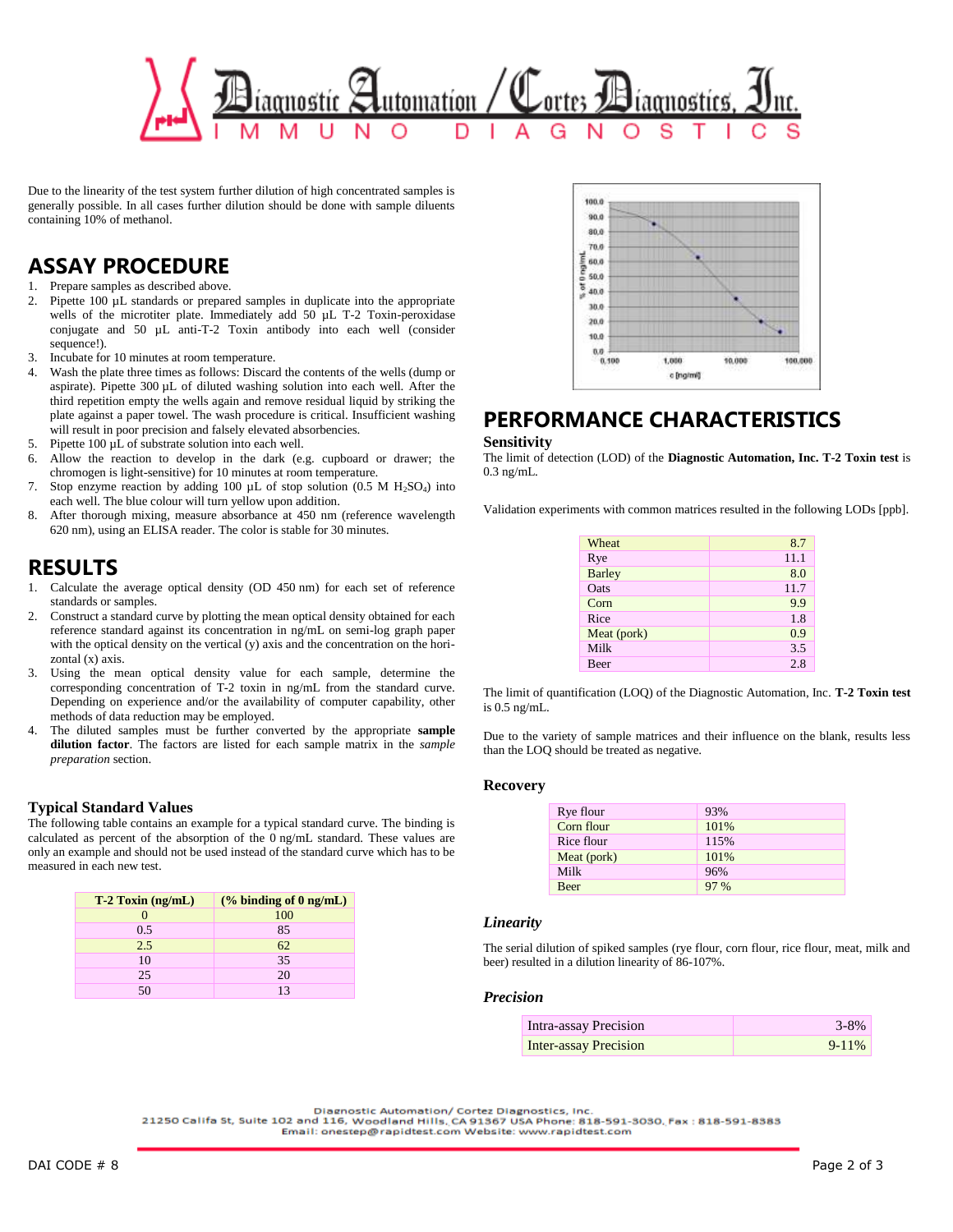Due to the linearity of the test system further dilution of high concentrated samples is generally possible. In all cases further dilution should be done with sample diluents containing 10% of methanol.

## ASSAY PROCEDURE

1. Prepare samples as described above.
2. Pipette 100 µL standards or prepared samples in duplicate into the appropriate wells of the microtiter plate. Immediately add 50 µL T-2 Toxin-peroxidase conjugate and 50 µL anti-T-2 Toxin antibody into each well (consider sequence!).
3. Incubate for 10 minutes at room temperature.
4. Wash the plate three times as follows: Discard the contents of the wells (dump or aspirate). Pipette 300 µL of diluted washing solution into each well. After the third repetition empty the wells again and remove residual liquid by striking the plate against a paper towel. The wash procedure is critical. Insufficient washing will result in poor precision and falsely elevated absorbencies.
5. Pipette 100 µL of substrate solution into each well.
6. Allow the reaction to develop in the dark (e.g. cupboard or drawer; the chromogen is light-sensitive) for 10 minutes at room temperature.
7. Stop enzyme reaction by adding 100 µL of stop solution (0.5 M $H_2SO_4$) into each well. The blue colour will turn yellow upon addition.
8. After thorough mixing, measure absorbance at 450 nm (reference wavelength 620 nm), using an ELISA reader. The color is stable for 30 minutes.

## RESULTS

1. Calculate the average optical density (OD 450 nm) for each set of reference standards or samples.
2. Construct a standard curve by plotting the mean optical density obtained for each reference standard against its concentration in ng/mL on semi-log graph paper with the optical density on the vertical (y) axis and the concentration on the horizontal (x) axis.
3. Using the mean optical density value for each sample, determine the corresponding concentration of T-2 toxin in ng/mL from the standard curve. Depending on experience and/or the availability of computer capability, other methods of data reduction may be employed.
4. The diluted samples must be further converted by the appropriate **sample dilution factor**. The factors are listed for each sample matrix in the *sample preparation* section.

### Typical Standard Values

The following table contains an example for a typical standard curve. The binding is calculated as percent of the absorption of the 0 ng/mL standard. These values are only an example and should not be used instead of the standard curve which has to be measured in each new test.

| T-2 Toxin (ng/mL) | (% binding of 0 ng/mL) |
|---|---|
| 0 | 100 |
| 0.5 | 85 |
| 2.5 | 62 |
| 10 | 35 |
| 25 | 20 |
| 50 | 13 |

## PERFORMANCE CHARACTERISTICS

### Sensitivity

The limit of detection (LOD) of the **Diagnostic Automation, Inc. T-2 Toxin test** is 0.3 ng/mL.

Validation experiments with common matrices resulted in the following LODs [ppb].

| Matrix | LOD |
|---|---|
| Wheat | 8.7 |
| Rye | 11.1 |
| Barley | 8.0 |
| Oats | 11.7 |
| Corn | 9.9 |
| Rice | 1.8 |
| Meat (pork) | 0.9 |
| Milk | 3.5 |
| Beer | 2.8 |

The limit of quantification (LOQ) of the Diagnostic Automation, Inc. **T-2 Toxin test** is 0.5 ng/mL.

Due to the variety of sample matrices and their influence on the blank, results less than the LOQ should be treated as negative.

### Recovery

| Matrix | Recovery |
|---|---|
| Rye flour | 93% |
| Corn flour | 101% |
| Rice flour | 115% |
| Meat (pork) | 101% |
| Milk | 96% |
| Beer | 97 % |

### *Linearity*

The serial dilution of spiked samples (rye flour, corn flour, rice flour, meat, milk and beer) resulted in a dilution linearity of 86-107%.

### *Precision*

| Precision | Value |
|---|---|
| Intra-assay Precision | 3-8% |
| Inter-assay Precision | 9-11% |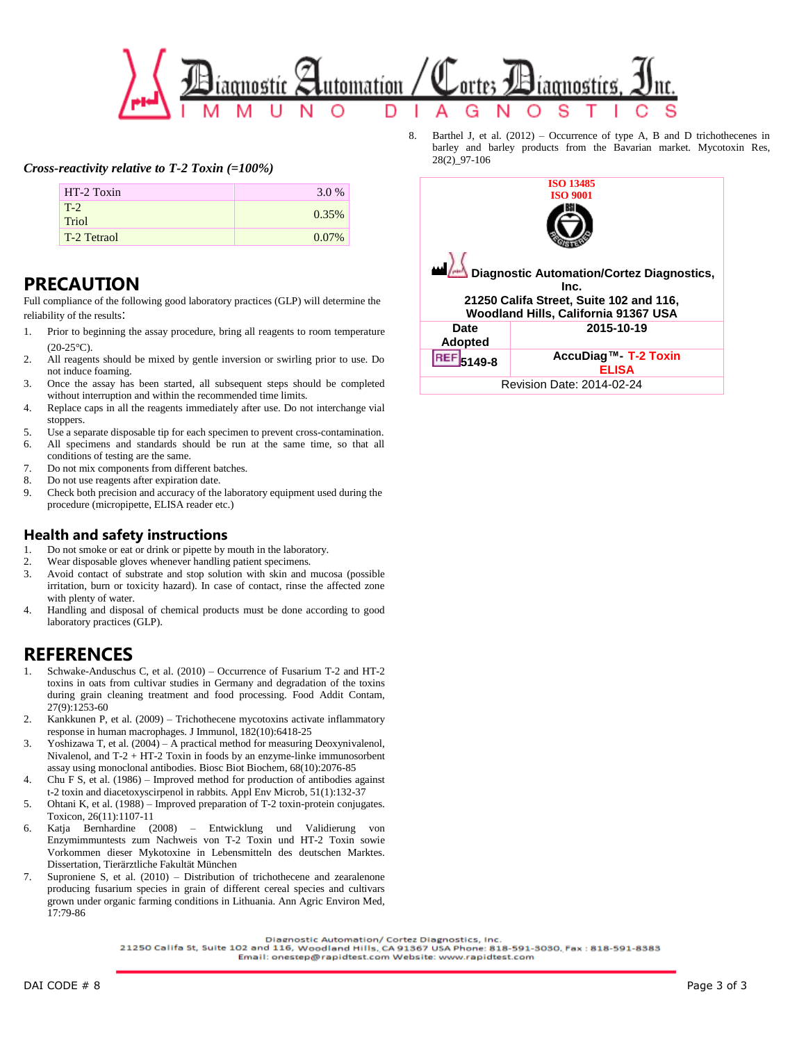*Cross-reactivity relative to T-2 Toxin (=100%)*

| | |
|---|---|
| HT-2 Toxin | 3.0 % |
| T-2 Triol | 0.35% |
| T-2 Tetraol | 0.07% |

## PRECAUTION

Full compliance of the following good laboratory practices (GLP) will determine the reliability of the results:

1. Prior to beginning the assay procedure, bring all reagents to room temperature (20-25°C).
2. All reagents should be mixed by gentle inversion or swirling prior to use. Do not induce foaming.
3. Once the assay has been started, all subsequent steps should be completed without interruption and within the recommended time limits.
4. Replace caps in all the reagents immediately after use. Do not interchange vial stoppers.
5. Use a separate disposable tip for each specimen to prevent cross-contamination.
6. All specimens and standards should be run at the same time, so that all conditions of testing are the same.
7. Do not mix components from different batches.
8. Do not use reagents after expiration date.
9. Check both precision and accuracy of the laboratory equipment used during the procedure (micropipette, ELISA reader etc.)

### Health and safety instructions

1. Do not smoke or eat or drink or pipette by mouth in the laboratory.
2. Wear disposable gloves whenever handling patient specimens.
3. Avoid contact of substrate and stop solution with skin and mucosa (possible irritation, burn or toxicity hazard). In case of contact, rinse the affected zone with plenty of water.
4. Handling and disposal of chemical products must be done according to good laboratory practices (GLP).

## REFERENCES

1. Schwake-Anduschus C, et al. (2010) – Occurrence of Fusarium T-2 and HT-2 toxins in oats from cultivar studies in Germany and degradation of the toxins during grain cleaning treatment and food processing. Food Addit Contam, 27(9):1253-60
2. Kankkunen P, et al. (2009) – Trichothecene mycotoxins activate inflammatory response in human macrophages. J Immunol, 182(10):6418-25
3. Yoshizawa T, et al. (2004) – A practical method for measuring Deoxynivalenol, Nivalenol, and T-2 + HT-2 Toxin in foods by an enzyme-linke immunosorbent assay using monoclonal antibodies. Biosc Biot Biochem, 68(10):2076-85
4. Chu F S, et al. (1986) – Improved method for production of antibodies against t-2 toxin and diacetoxyscirpenol in rabbits. Appl Env Microb, 51(1):132-37
5. Ohtani K, et al. (1988) – Improved preparation of T-2 toxin-protein conjugates. Toxicon, 26(11):1107-11
6. Katja Bernhardine (2008) – Entwicklung und Validierung von Enzymimmuntests zum Nachweis von T-2 Toxin und HT-2 Toxin sowie Vorkommen dieser Mykotoxine in Lebensmitteln des deutschen Marktes. Dissertation, Tierärztliche Fakultät München
7. Suproniene S, et al. (2010) – Distribution of trichothecene and zearalenone producing fusarium species in grain of different cereal species and cultivars grown under organic farming conditions in Lithuania. Ann Agric Environ Med, 17:79-86
8. Barthel J, et al. (2012) – Occurrence of type A, B and D trichothecenes in barley and barley products from the Bavarian market. Mycotoxin Res, 28(2)_97-106

| | |
|---|---|
| ISO 13485 ISO 9001 | |
| Diagnostic Automation/Cortez Diagnostics, Inc. 21250 Califa Street, Suite 102 and 116, Woodland Hills, California 91367 USA | |
| Date Adopted | 2015-10-19 |
| REF 5149-8 | AccuDiag™- T-2 Toxin ELISA |
| Revision Date: 2014-02-24 | |

Diagnostic Automation/ Cortez Diagnostics, Inc.
21250 Califa St, Suite 102 and 116, Woodland Hills, CA 91367 USA Phone: 818-591-3030, Fax : 818-591-8383
Email: onestep@rapidtest.com Website: www.rapidtest.com

DAI CODE # 8